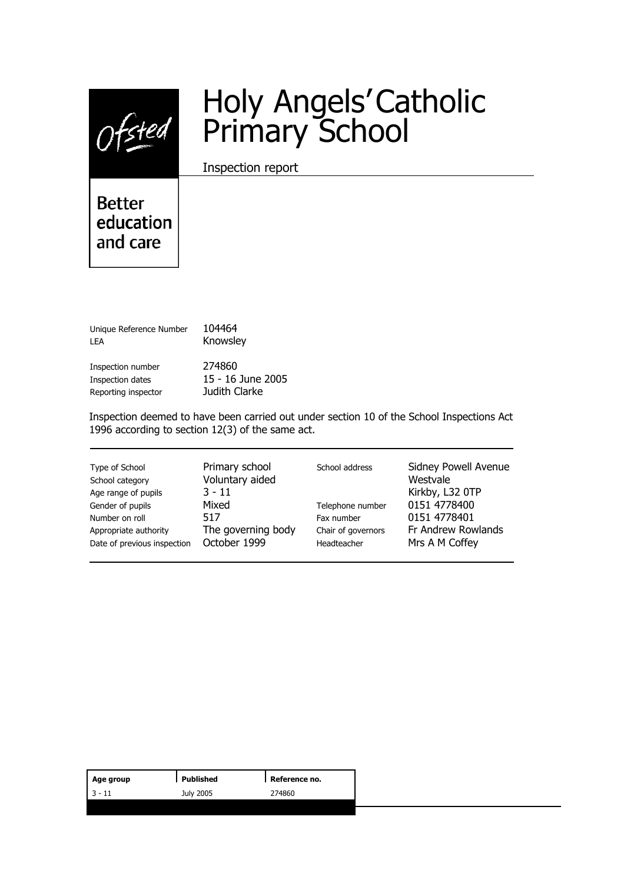Ofsted

Better education and care

# Holy Angels'Catholic Primary School

Inspection report

| | |
|---|---|
| Unique Reference Number | 104464 |
| LEA | Knowsley |
| | |
| Inspection number | 274860 |
| Inspection dates | 15 - 16 June 2005 |
| Reporting inspector | Judith Clarke |

Inspection deemed to have been carried out under section 10 of the School Inspections Act 1996 according to section 12(3) of the same act.

| | | | |
|---|---|---|---|
| Type of School | Primary school | School address | Sidney Powell Avenue |
| School category | Voluntary aided | | Westvale |
| Age range of pupils | 3 - 11 | | Kirkby, L32 0TP |
| Gender of pupils | Mixed | Telephone number | 0151 4778400 |
| Number on roll | 517 | Fax number | 0151 4778401 |
| Appropriate authority | The governing body | Chair of governors | Fr Andrew Rowlands |
| Date of previous inspection | October 1999 | Headteacher | Mrs A M Coffey |

| Age group | Published | Reference no. |
|---|---|---|
| 3 - 11 | July 2005 | 274860 |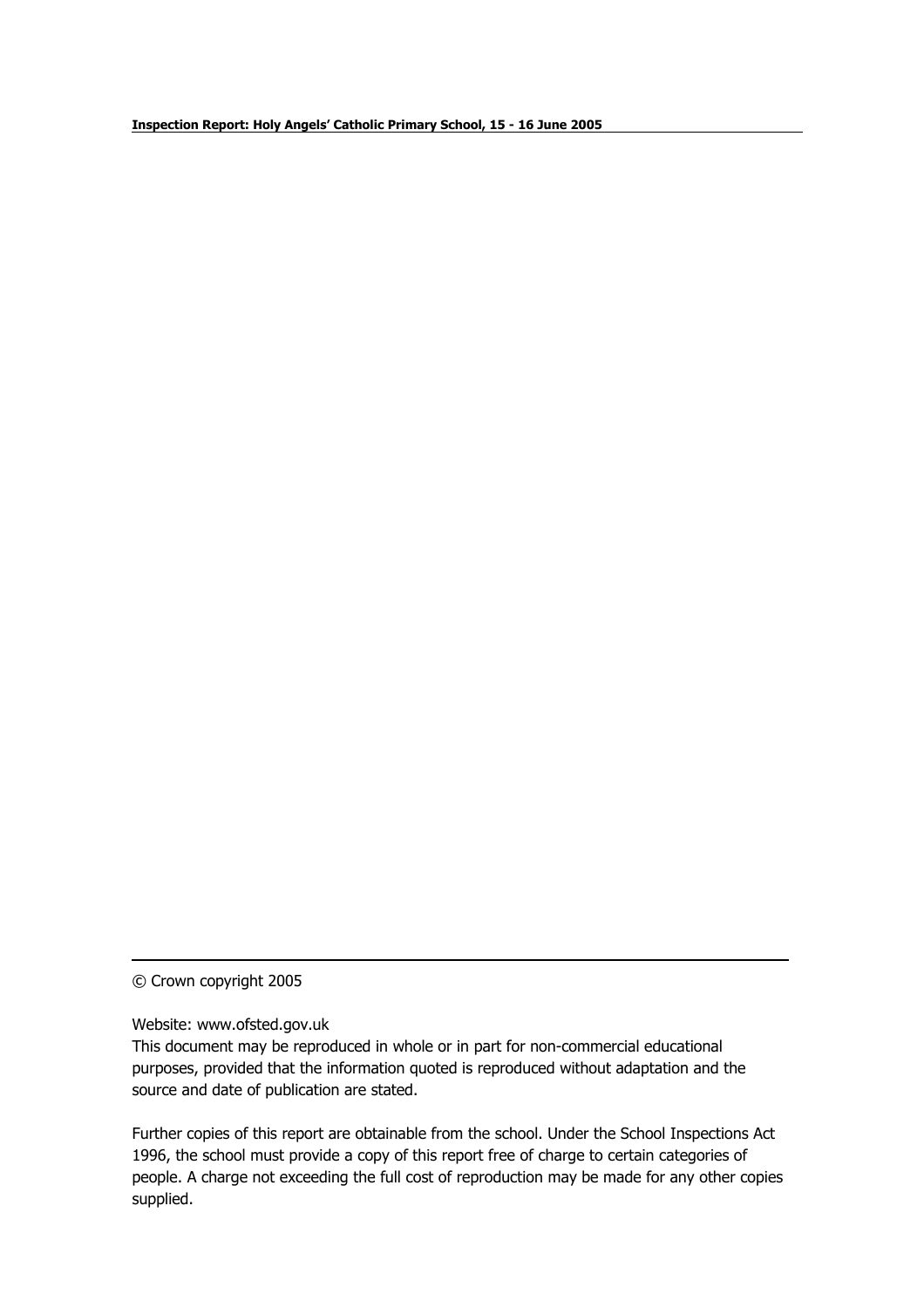© Crown copyright 2005

Website: www.ofsted.gov.uk

This document may be reproduced in whole or in part for non-commercial educational purposes, provided that the information quoted is reproduced without adaptation and the source and date of publication are stated.

Further copies of this report are obtainable from the school. Under the School Inspections Act 1996, the school must provide a copy of this report free of charge to certain categories of people. A charge not exceeding the full cost of reproduction may be made for any other copies supplied.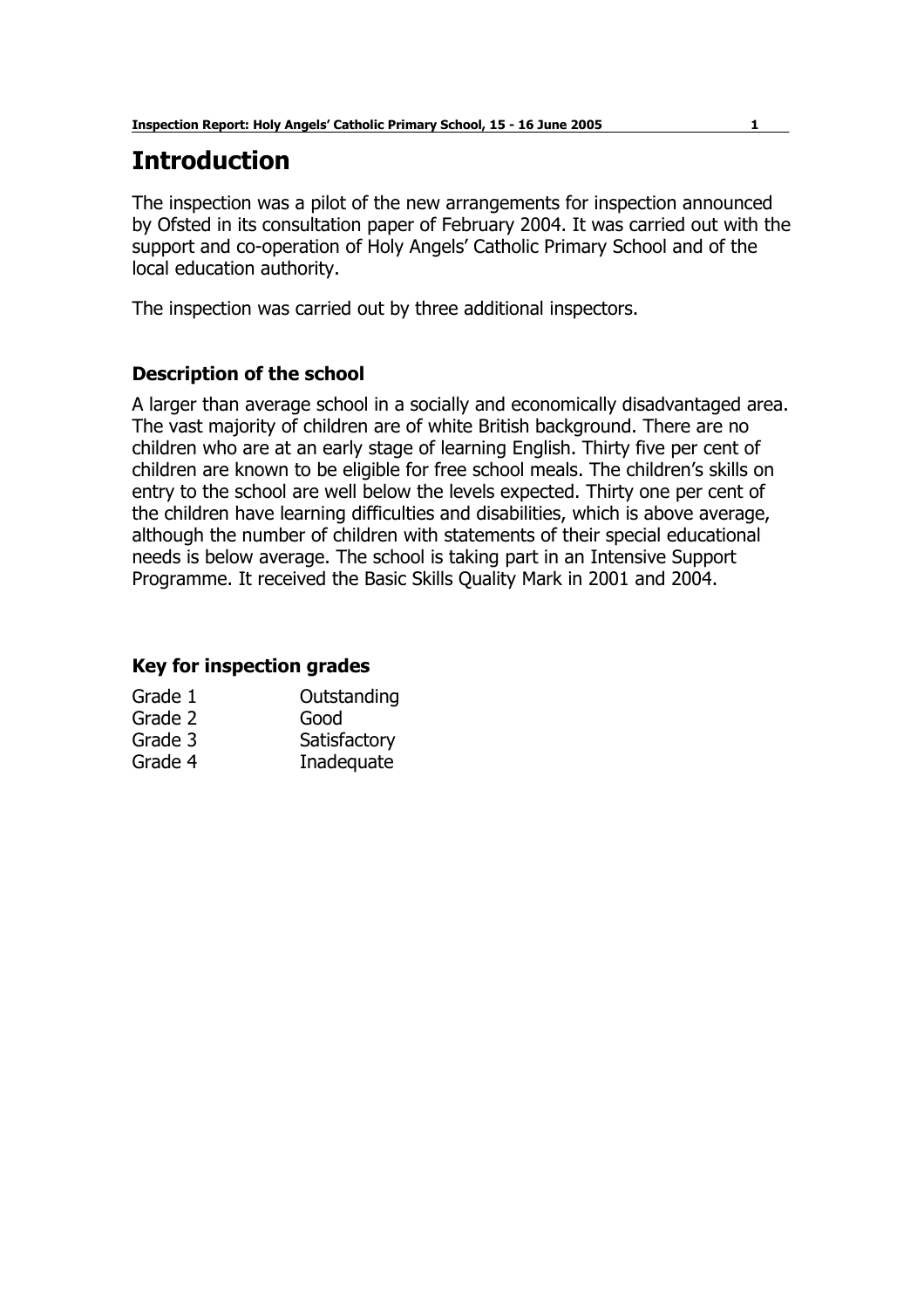# Introduction

The inspection was a pilot of the new arrangements for inspection announced by Ofsted in its consultation paper of February 2004. It was carried out with the support and co-operation of Holy Angels' Catholic Primary School and of the local education authority.

The inspection was carried out by three additional inspectors.

### Description of the school

A larger than average school in a socially and economically disadvantaged area. The vast majority of children are of white British background. There are no children who are at an early stage of learning English. Thirty five per cent of children are known to be eligible for free school meals. The children's skills on entry to the school are well below the levels expected. Thirty one per cent of the children have learning difficulties and disabilities, which is above average, although the number of children with statements of their special educational needs is below average. The school is taking part in an Intensive Support Programme. It received the Basic Skills Quality Mark in 2001 and 2004.

### Key for inspection grades

| | |
|---|---|
| Grade 1 | Outstanding |
| Grade 2 | Good |
| Grade 3 | Satisfactory |
| Grade 4 | Inadequate |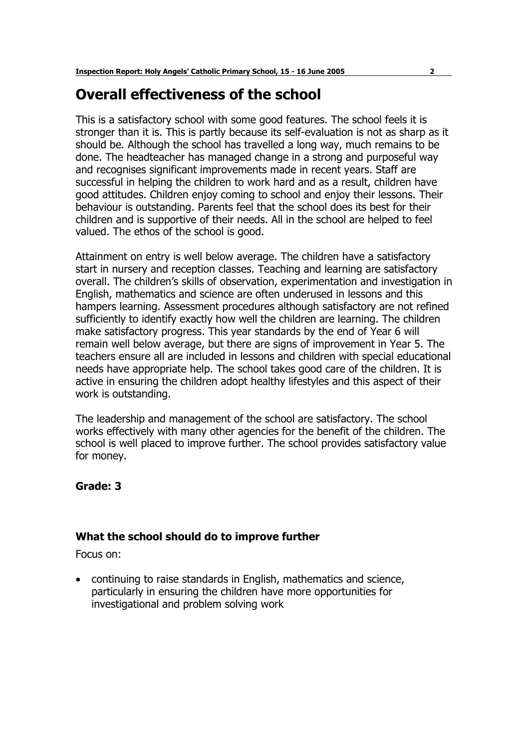# Overall effectiveness of the school

This is a satisfactory school with some good features. The school feels it is stronger than it is. This is partly because its self-evaluation is not as sharp as it should be. Although the school has travelled a long way, much remains to be done. The headteacher has managed change in a strong and purposeful way and recognises significant improvements made in recent years. Staff are successful in helping the children to work hard and as a result, children have good attitudes. Children enjoy coming to school and enjoy their lessons. Their behaviour is outstanding. Parents feel that the school does its best for their children and is supportive of their needs. All in the school are helped to feel valued. The ethos of the school is good.

Attainment on entry is well below average. The children have a satisfactory start in nursery and reception classes. Teaching and learning are satisfactory overall. The children's skills of observation, experimentation and investigation in English, mathematics and science are often underused in lessons and this hampers learning. Assessment procedures although satisfactory are not refined sufficiently to identify exactly how well the children are learning. The children make satisfactory progress. This year standards by the end of Year 6 will remain well below average, but there are signs of improvement in Year 5. The teachers ensure all are included in lessons and children with special educational needs have appropriate help. The school takes good care of the children. It is active in ensuring the children adopt healthy lifestyles and this aspect of their work is outstanding.

The leadership and management of the school are satisfactory. The school works effectively with many other agencies for the benefit of the children. The school is well placed to improve further. The school provides satisfactory value for money.

**Grade: 3**

### What the school should do to improve further

Focus on:

- continuing to raise standards in English, mathematics and science, particularly in ensuring the children have more opportunities for investigational and problem solving work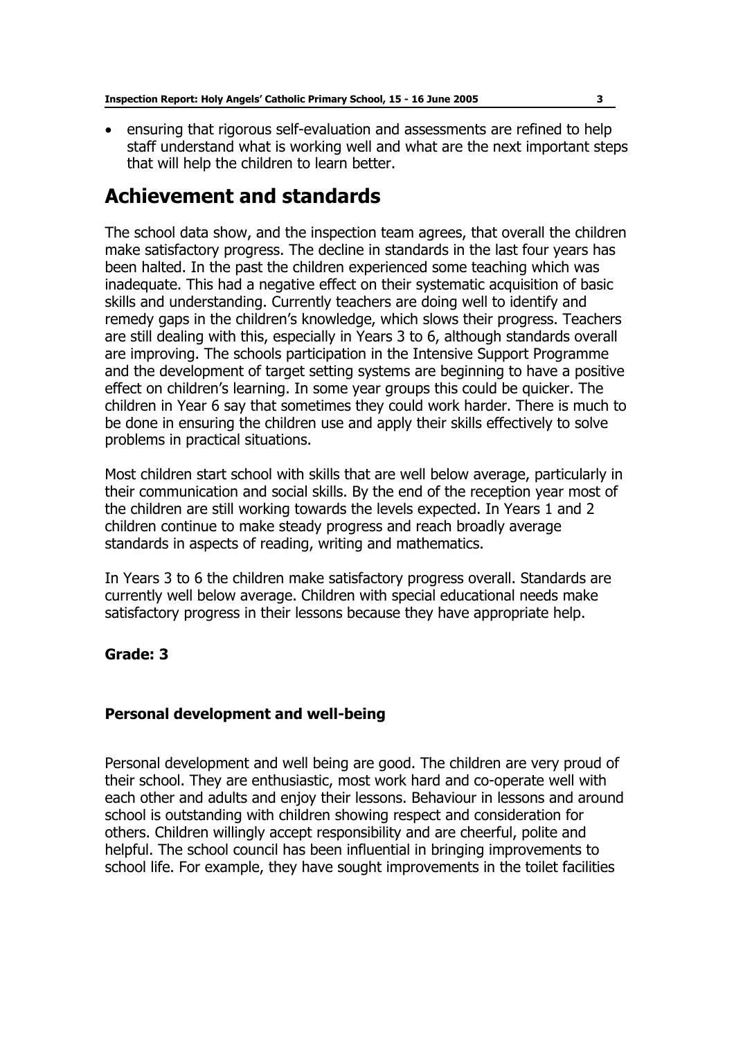- ensuring that rigorous self-evaluation and assessments are refined to help staff understand what is working well and what are the next important steps that will help the children to learn better.

# Achievement and standards

The school data show, and the inspection team agrees, that overall the children make satisfactory progress. The decline in standards in the last four years has been halted. In the past the children experienced some teaching which was inadequate. This had a negative effect on their systematic acquisition of basic skills and understanding. Currently teachers are doing well to identify and remedy gaps in the children's knowledge, which slows their progress. Teachers are still dealing with this, especially in Years 3 to 6, although standards overall are improving. The schools participation in the Intensive Support Programme and the development of target setting systems are beginning to have a positive effect on children's learning. In some year groups this could be quicker. The children in Year 6 say that sometimes they could work harder. There is much to be done in ensuring the children use and apply their skills effectively to solve problems in practical situations.

Most children start school with skills that are well below average, particularly in their communication and social skills. By the end of the reception year most of the children are still working towards the levels expected. In Years 1 and 2 children continue to make steady progress and reach broadly average standards in aspects of reading, writing and mathematics.

In Years 3 to 6 the children make satisfactory progress overall. Standards are currently well below average. Children with special educational needs make satisfactory progress in their lessons because they have appropriate help.

**Grade: 3**

### Personal development and well-being

Personal development and well being are good. The children are very proud of their school. They are enthusiastic, most work hard and co-operate well with each other and adults and enjoy their lessons. Behaviour in lessons and around school is outstanding with children showing respect and consideration for others. Children willingly accept responsibility and are cheerful, polite and helpful. The school council has been influential in bringing improvements to school life. For example, they have sought improvements in the toilet facilities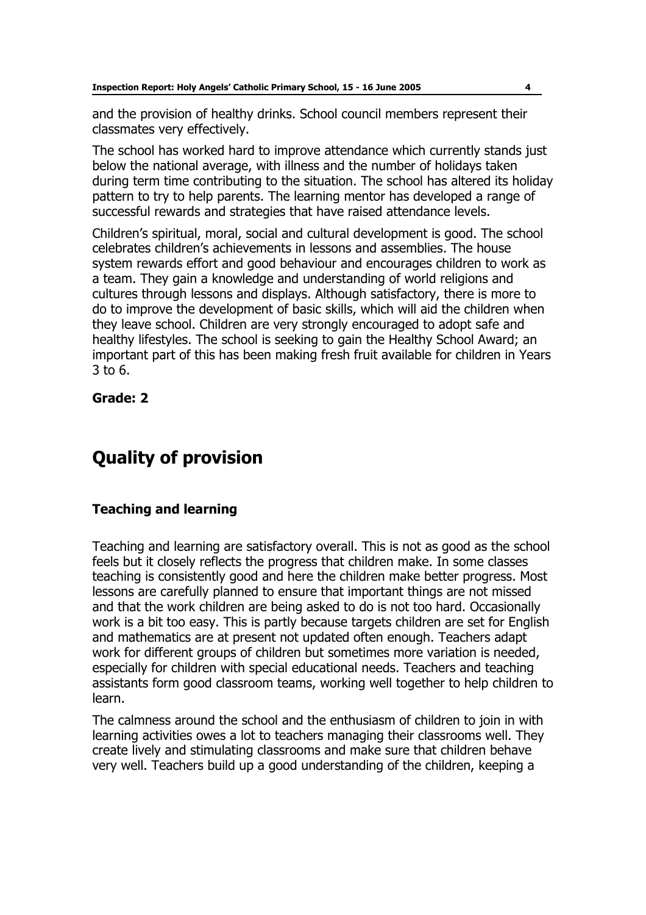and the provision of healthy drinks. School council members represent their classmates very effectively.

The school has worked hard to improve attendance which currently stands just below the national average, with illness and the number of holidays taken during term time contributing to the situation. The school has altered its holiday pattern to try to help parents. The learning mentor has developed a range of successful rewards and strategies that have raised attendance levels.

Children's spiritual, moral, social and cultural development is good. The school celebrates children's achievements in lessons and assemblies. The house system rewards effort and good behaviour and encourages children to work as a team. They gain a knowledge and understanding of world religions and cultures through lessons and displays. Although satisfactory, there is more to do to improve the development of basic skills, which will aid the children when they leave school. Children are very strongly encouraged to adopt safe and healthy lifestyles. The school is seeking to gain the Healthy School Award; an important part of this has been making fresh fruit available for children in Years 3 to 6.

**Grade: 2**

# Quality of provision

### Teaching and learning

Teaching and learning are satisfactory overall. This is not as good as the school feels but it closely reflects the progress that children make. In some classes teaching is consistently good and here the children make better progress. Most lessons are carefully planned to ensure that important things are not missed and that the work children are being asked to do is not too hard. Occasionally work is a bit too easy. This is partly because targets children are set for English and mathematics are at present not updated often enough. Teachers adapt work for different groups of children but sometimes more variation is needed, especially for children with special educational needs. Teachers and teaching assistants form good classroom teams, working well together to help children to learn.

The calmness around the school and the enthusiasm of children to join in with learning activities owes a lot to teachers managing their classrooms well. They create lively and stimulating classrooms and make sure that children behave very well. Teachers build up a good understanding of the children, keeping a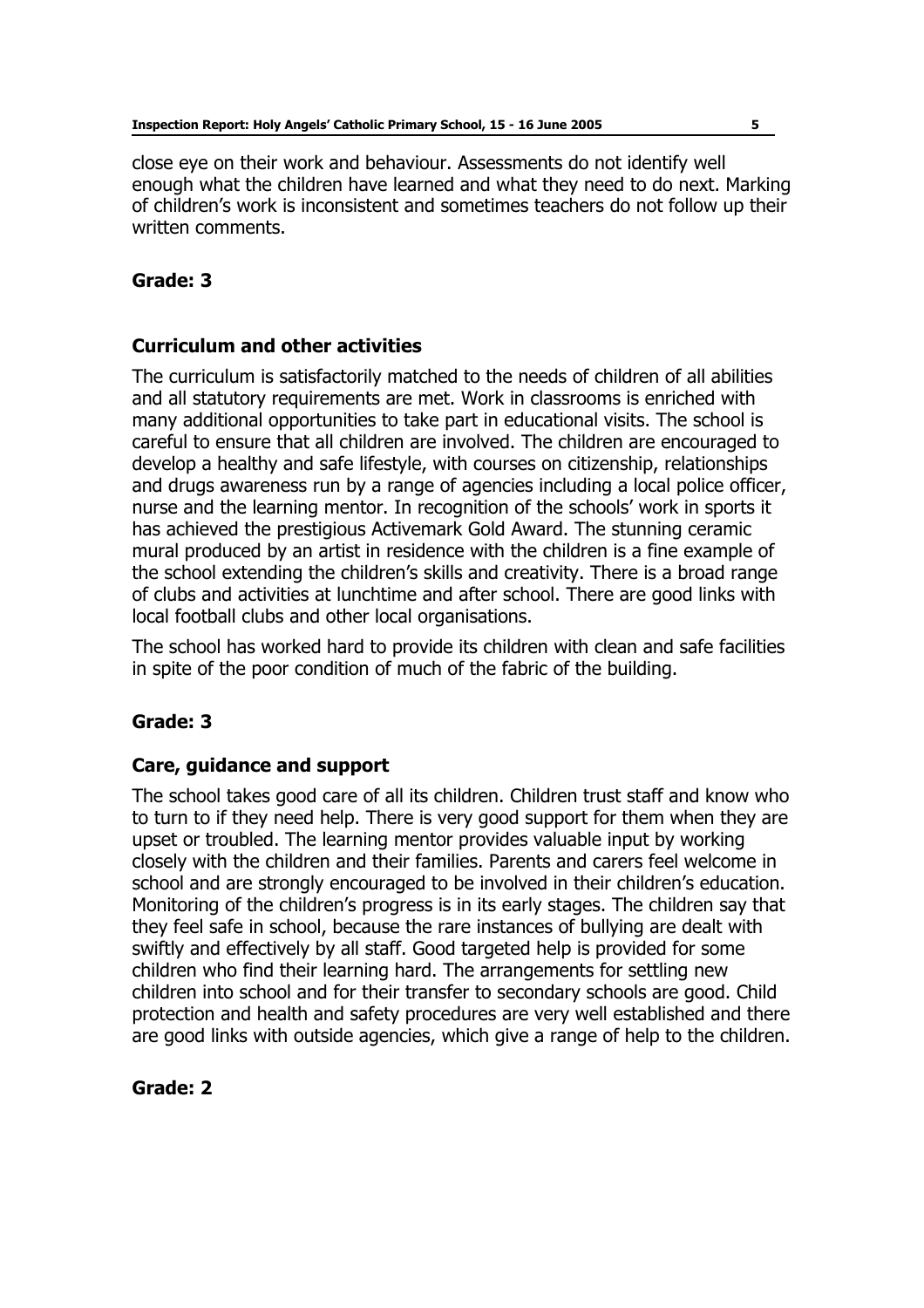close eye on their work and behaviour. Assessments do not identify well enough what the children have learned and what they need to do next. Marking of children's work is inconsistent and sometimes teachers do not follow up their written comments.

**Grade: 3**

### Curriculum and other activities

The curriculum is satisfactorily matched to the needs of children of all abilities and all statutory requirements are met. Work in classrooms is enriched with many additional opportunities to take part in educational visits. The school is careful to ensure that all children are involved. The children are encouraged to develop a healthy and safe lifestyle, with courses on citizenship, relationships and drugs awareness run by a range of agencies including a local police officer, nurse and the learning mentor. In recognition of the schools' work in sports it has achieved the prestigious Activemark Gold Award. The stunning ceramic mural produced by an artist in residence with the children is a fine example of the school extending the children's skills and creativity. There is a broad range of clubs and activities at lunchtime and after school. There are good links with local football clubs and other local organisations.

The school has worked hard to provide its children with clean and safe facilities in spite of the poor condition of much of the fabric of the building.

**Grade: 3**

### Care, guidance and support

The school takes good care of all its children. Children trust staff and know who to turn to if they need help. There is very good support for them when they are upset or troubled. The learning mentor provides valuable input by working closely with the children and their families. Parents and carers feel welcome in school and are strongly encouraged to be involved in their children's education. Monitoring of the children's progress is in its early stages. The children say that they feel safe in school, because the rare instances of bullying are dealt with swiftly and effectively by all staff. Good targeted help is provided for some children who find their learning hard. The arrangements for settling new children into school and for their transfer to secondary schools are good. Child protection and health and safety procedures are very well established and there are good links with outside agencies, which give a range of help to the children.

**Grade: 2**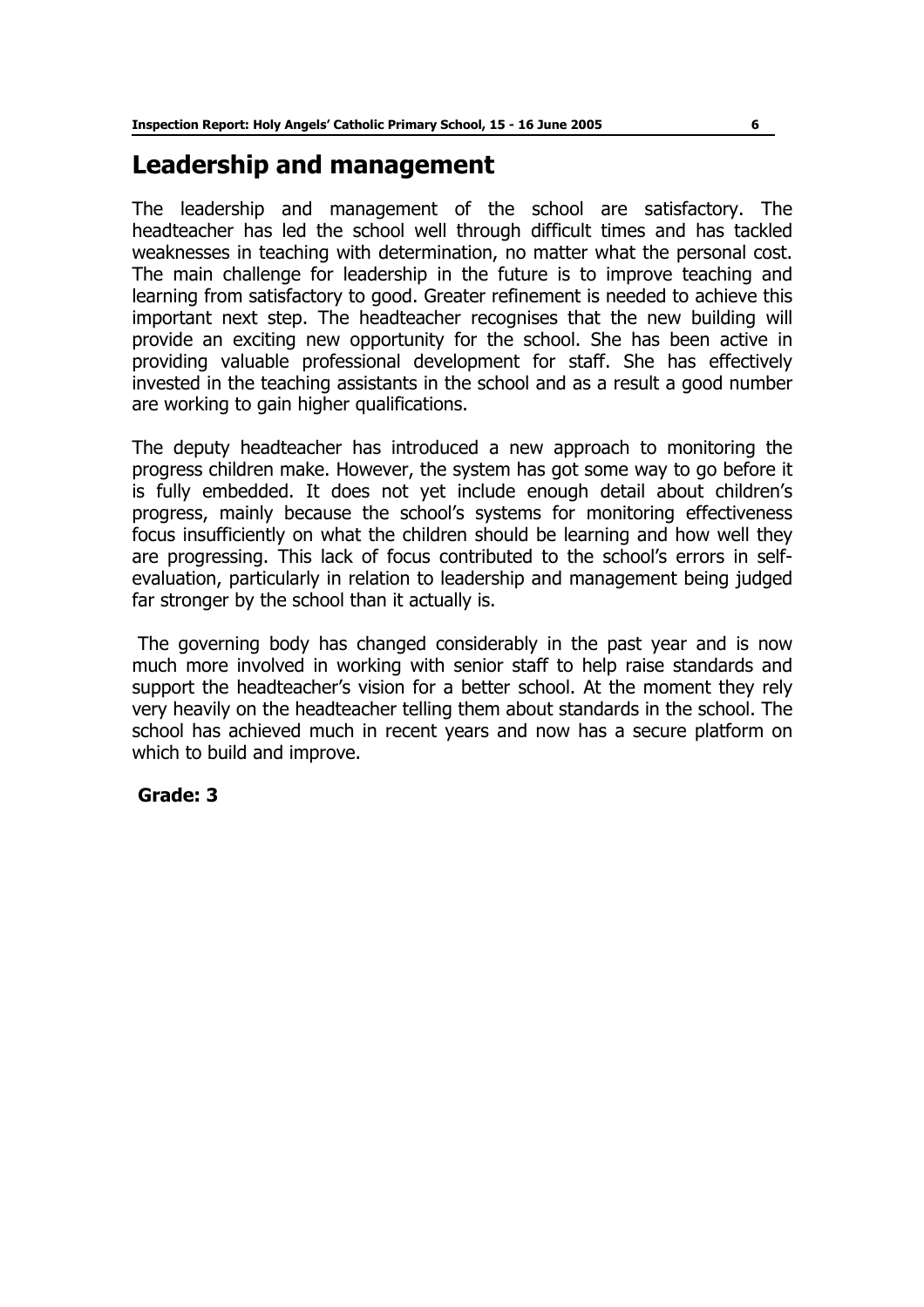## Leadership and management

The leadership and management of the school are satisfactory. The headteacher has led the school well through difficult times and has tackled weaknesses in teaching with determination, no matter what the personal cost. The main challenge for leadership in the future is to improve teaching and learning from satisfactory to good. Greater refinement is needed to achieve this important next step. The headteacher recognises that the new building will provide an exciting new opportunity for the school. She has been active in providing valuable professional development for staff. She has effectively invested in the teaching assistants in the school and as a result a good number are working to gain higher qualifications.

The deputy headteacher has introduced a new approach to monitoring the progress children make. However, the system has got some way to go before it is fully embedded. It does not yet include enough detail about children's progress, mainly because the school's systems for monitoring effectiveness focus insufficiently on what the children should be learning and how well they are progressing. This lack of focus contributed to the school's errors in self-evaluation, particularly in relation to leadership and management being judged far stronger by the school than it actually is.

The governing body has changed considerably in the past year and is now much more involved in working with senior staff to help raise standards and support the headteacher's vision for a better school. At the moment they rely very heavily on the headteacher telling them about standards in the school. The school has achieved much in recent years and now has a secure platform on which to build and improve.

**Grade: 3**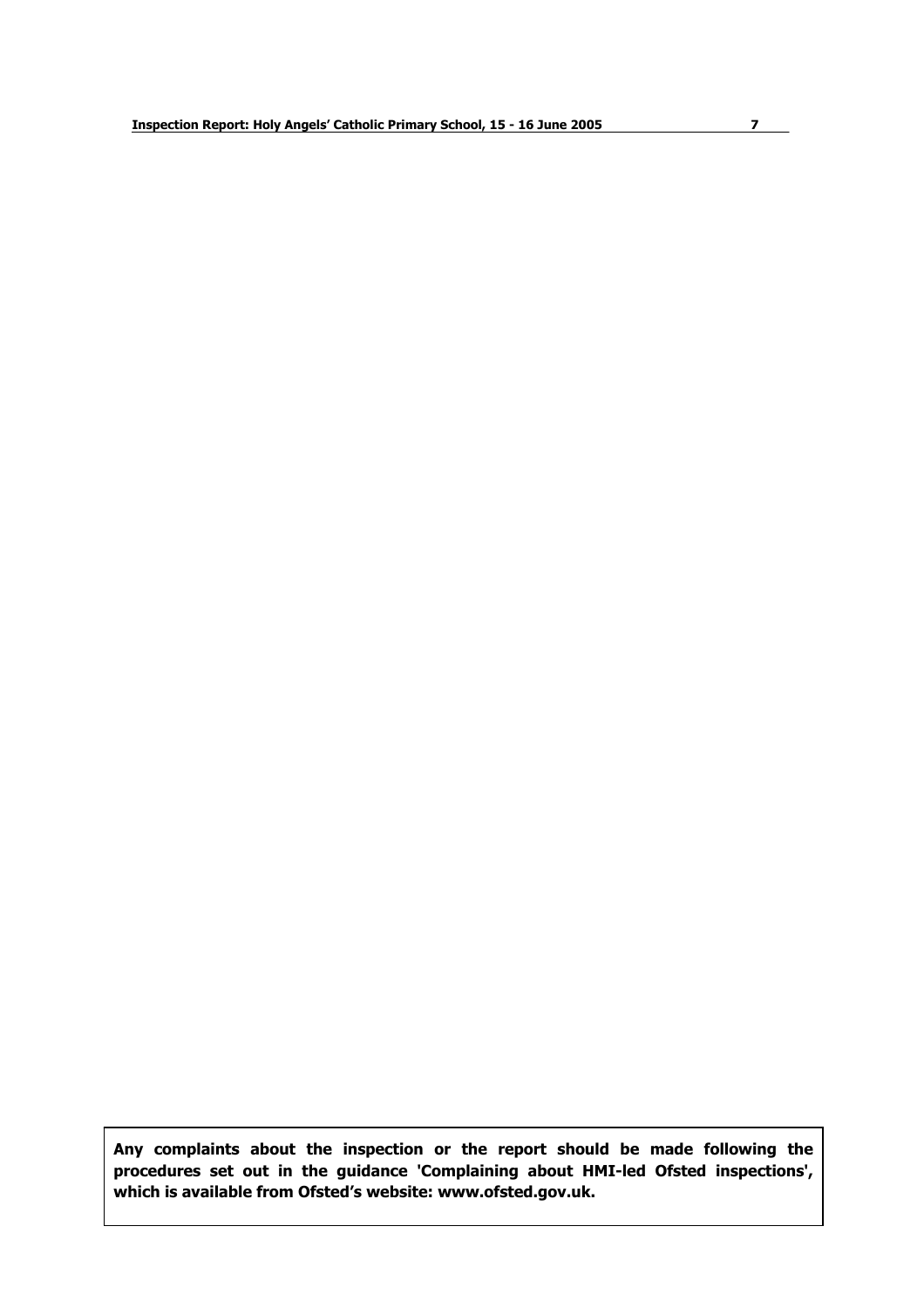**Any complaints about the inspection or the report should be made following the procedures set out in the guidance 'Complaining about HMI-led Ofsted inspections', which is available from Ofsted's website: www.ofsted.gov.uk.**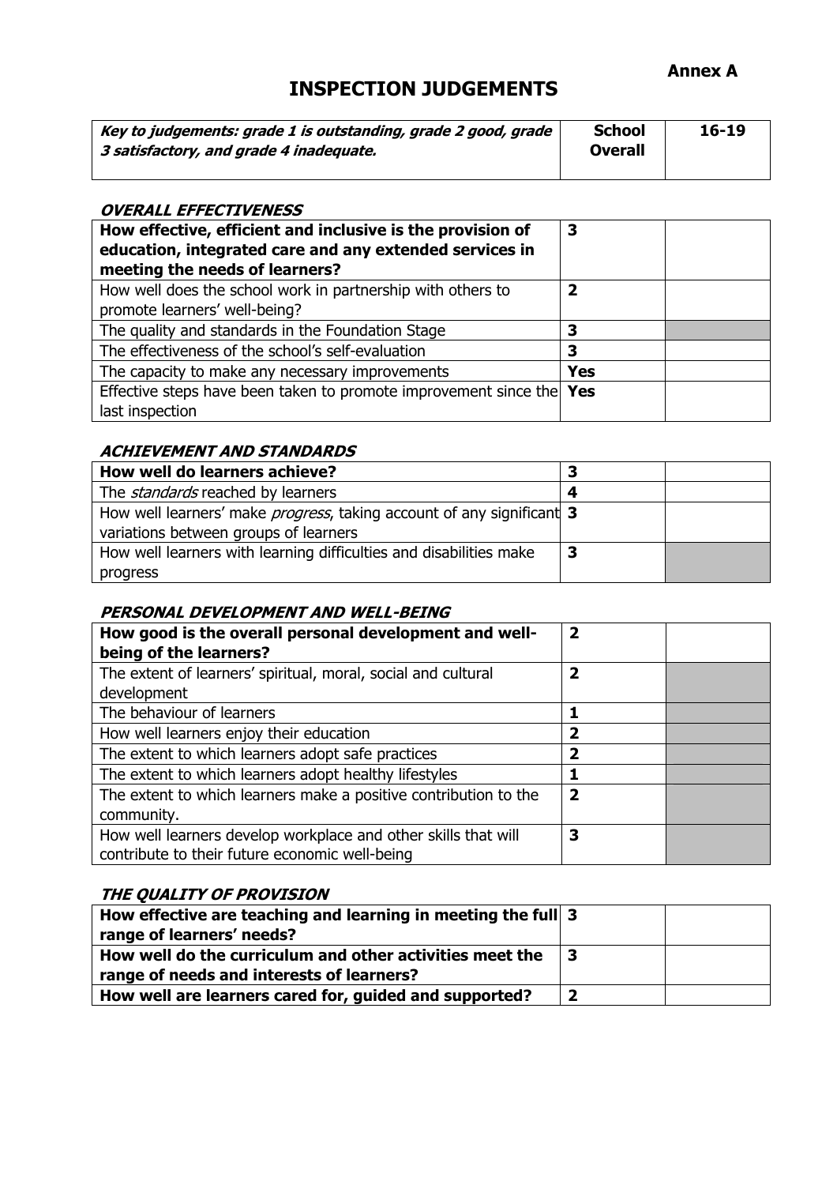**Annex A**

# INSPECTION JUDGEMENTS

| ***Key to judgements: grade 1 is outstanding, grade 2 good, grade 3 satisfactory, and grade 4 inadequate.*** | **School Overall** | **16-19** |
|---|---|---|

### *OVERALL EFFECTIVENESS*

| | | |
|---|---|---|
| **How effective, efficient and inclusive is the provision of education, integrated care and any extended services in meeting the needs of learners?** | **3** | |
| How well does the school work in partnership with others to promote learners' well-being? | **2** | |
| The quality and standards in the Foundation Stage | **3** | |
| The effectiveness of the school's self-evaluation | **3** | |
| The capacity to make any necessary improvements | **Yes** | |
| Effective steps have been taken to promote improvement since the last inspection | **Yes** | |

### *ACHIEVEMENT AND STANDARDS*

| | | |
|---|---|---|
| **How well do learners achieve?** | **3** | |
| The *standards* reached by learners | **4** | |
| How well learners' make *progress*, taking account of any significant variations between groups of learners | **3** | |
| How well learners with learning difficulties and disabilities make progress | **3** | |

### *PERSONAL DEVELOPMENT AND WELL-BEING*

| | | |
|---|---|---|
| **How good is the overall personal development and well-being of the learners?** | **2** | |
| The extent of learners' spiritual, moral, social and cultural development | **2** | |
| The behaviour of learners | **1** | |
| How well learners enjoy their education | **2** | |
| The extent to which learners adopt safe practices | **2** | |
| The extent to which learners adopt healthy lifestyles | **1** | |
| The extent to which learners make a positive contribution to the community. | **2** | |
| How well learners develop workplace and other skills that will contribute to their future economic well-being | **3** | |

### *THE QUALITY OF PROVISION*

| | | |
|---|---|---|
| **How effective are teaching and learning in meeting the full range of learners' needs?** | **3** | |
| **How well do the curriculum and other activities meet the range of needs and interests of learners?** | **3** | |
| **How well are learners cared for, guided and supported?** | **2** | |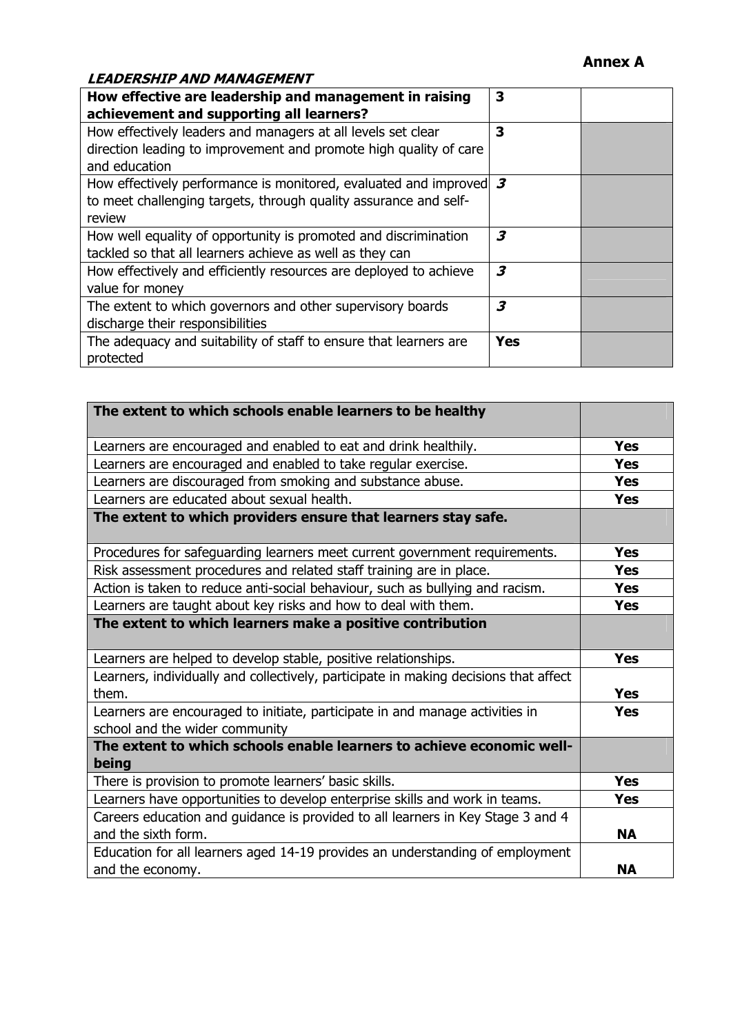**Annex A**

***LEADERSHIP AND MANAGEMENT***

| **How effective are leadership and management in raising achievement and supporting all learners?** | **3** | |
|---|---|---|
| How effectively leaders and managers at all levels set clear direction leading to improvement and promote high quality of care and education | **3** | |
| How effectively performance is monitored, evaluated and improved to meet challenging targets, through quality assurance and self-review | ***3*** | |
| How well equality of opportunity is promoted and discrimination tackled so that all learners achieve as well as they can | ***3*** | |
| How effectively and efficiently resources are deployed to achieve value for money | ***3*** | |
| The extent to which governors and other supervisory boards discharge their responsibilities | ***3*** | |
| The adequacy and suitability of staff to ensure that learners are protected | **Yes** | |

| **The extent to which schools enable learners to be healthy** | |
|---|---|
| Learners are encouraged and enabled to eat and drink healthily. | **Yes** |
| Learners are encouraged and enabled to take regular exercise. | **Yes** |
| Learners are discouraged from smoking and substance abuse. | **Yes** |
| Learners are educated about sexual health. | **Yes** |
| **The extent to which providers ensure that learners stay safe.** | |
| Procedures for safeguarding learners meet current government requirements. | **Yes** |
| Risk assessment procedures and related staff training are in place. | **Yes** |
| Action is taken to reduce anti-social behaviour, such as bullying and racism. | **Yes** |
| Learners are taught about key risks and how to deal with them. | **Yes** |
| **The extent to which learners make a positive contribution** | |
| Learners are helped to develop stable, positive relationships. | **Yes** |
| Learners, individually and collectively, participate in making decisions that affect them. | **Yes** |
| Learners are encouraged to initiate, participate in and manage activities in school and the wider community | **Yes** |
| **The extent to which schools enable learners to achieve economic well-being** | |
| There is provision to promote learners' basic skills. | **Yes** |
| Learners have opportunities to develop enterprise skills and work in teams. | **Yes** |
| Careers education and guidance is provided to all learners in Key Stage 3 and 4 and the sixth form. | **NA** |
| Education for all learners aged 14-19 provides an understanding of employment and the economy. | **NA** |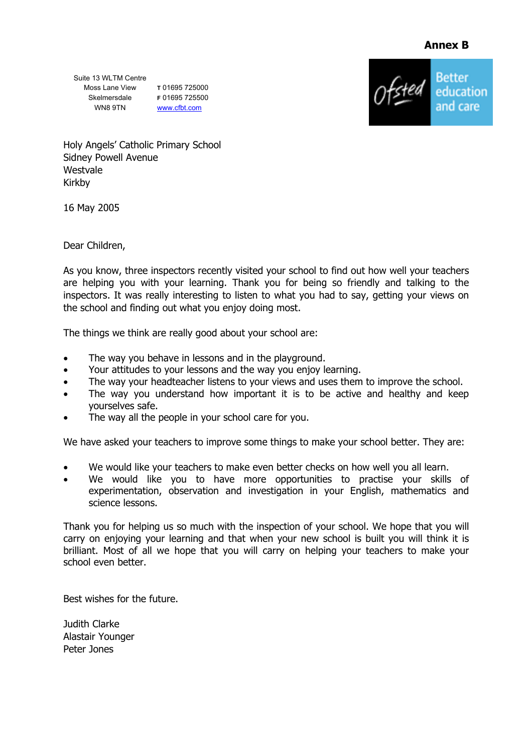**Annex B**

Suite 13 WLTM Centre
Moss Lane View
Skelmersdale
WN8 9TN

T 01695 725000
F 01695 725500
www.cfbt.com

Ofsted Better education and care

Holy Angels' Catholic Primary School
Sidney Powell Avenue
Westvale
Kirkby

16 May 2005

Dear Children,

As you know, three inspectors recently visited your school to find out how well your teachers are helping you with your learning. Thank you for being so friendly and talking to the inspectors. It was really interesting to listen to what you had to say, getting your views on the school and finding out what you enjoy doing most.

The things we think are really good about your school are:

- The way you behave in lessons and in the playground.
- Your attitudes to your lessons and the way you enjoy learning.
- The way your headteacher listens to your views and uses them to improve the school.
- The way you understand how important it is to be active and healthy and keep yourselves safe.
- The way all the people in your school care for you.

We have asked your teachers to improve some things to make your school better. They are:

- We would like your teachers to make even better checks on how well you all learn.
- We would like you to have more opportunities to practise your skills of experimentation, observation and investigation in your English, mathematics and science lessons.

Thank you for helping us so much with the inspection of your school. We hope that you will carry on enjoying your learning and that when your new school is built you will think it is brilliant. Most of all we hope that you will carry on helping your teachers to make your school even better.

Best wishes for the future.

Judith Clarke
Alastair Younger
Peter Jones